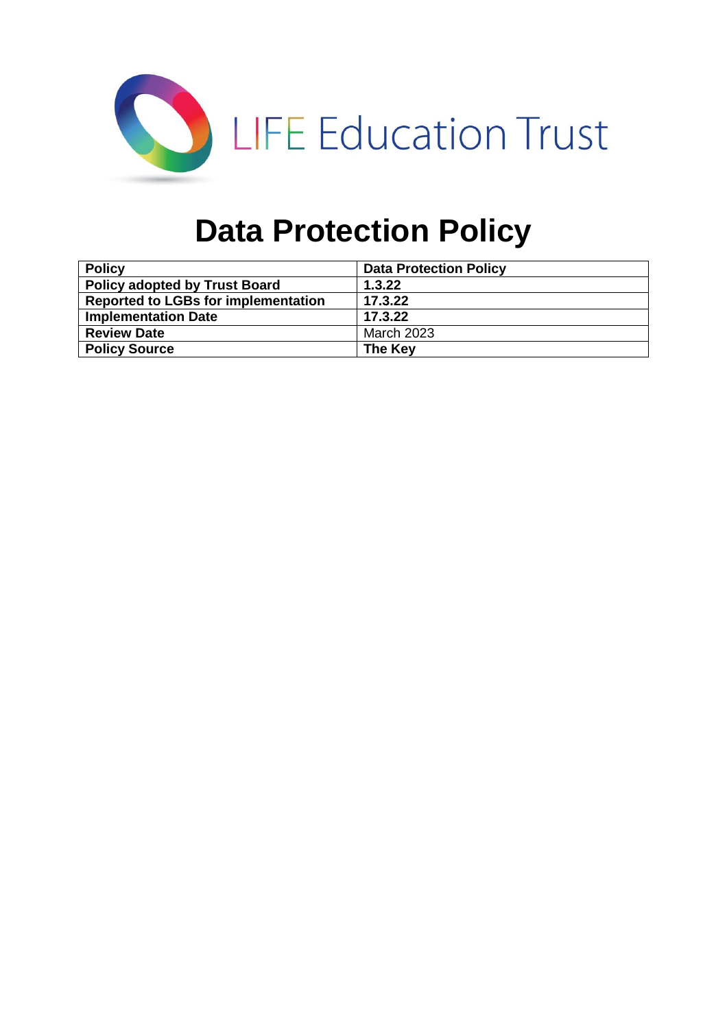LIFE Education Trust

# Data Protection Policy

| **Policy** | **Data Protection Policy** |
|---|---|
| **Policy adopted by Trust Board** | **1.3.22** |
| **Reported to LGBs for implementation** | **17.3.22** |
| **Implementation Date** | **17.3.22** |
| **Review Date** | March 2023 |
| **Policy Source** | **The Key** |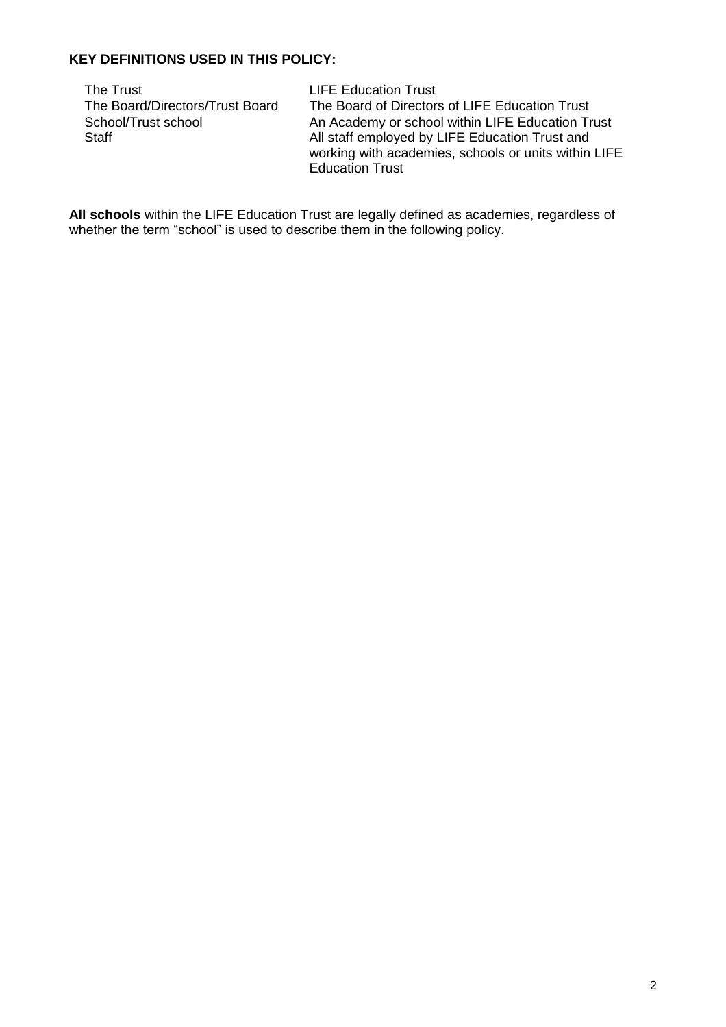**KEY DEFINITIONS USED IN THIS POLICY:**

| | |
|---|---|
| The Trust | LIFE Education Trust |
| The Board/Directors/Trust Board | The Board of Directors of LIFE Education Trust |
| School/Trust school | An Academy or school within LIFE Education Trust |
| Staff | All staff employed by LIFE Education Trust and working with academies, schools or units within LIFE Education Trust |

**All schools** within the LIFE Education Trust are legally defined as academies, regardless of whether the term "school" is used to describe them in the following policy.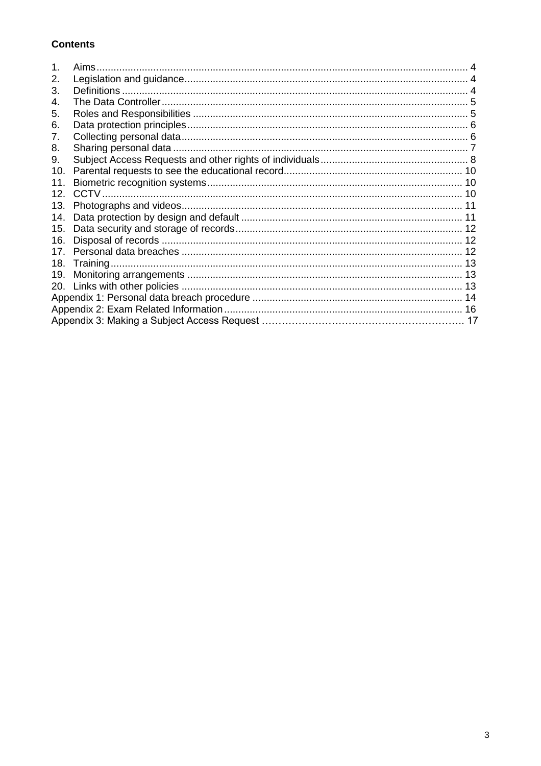**Contents**

1. Aims ... 4
2. Legislation and guidance ... 4
3. Definitions ... 4
4. The Data Controller ... 5
5. Roles and Responsibilities ... 5
6. Data protection principles ... 6
7. Collecting personal data ... 6
8. Sharing personal data ... 7
9. Subject Access Requests and other rights of individuals ... 8
10. Parental requests to see the educational record ... 10
11. Biometric recognition systems ... 10
12. CCTV ... 10
13. Photographs and videos ... 11
14. Data protection by design and default ... 11
15. Data security and storage of records ... 12
16. Disposal of records ... 12
17. Personal data breaches ... 12
18. Training ... 13
19. Monitoring arrangements ... 13
20. Links with other policies ... 13

Appendix 1: Personal data breach procedure ... 14
Appendix 2: Exam Related Information ... 16
Appendix 3: Making a Subject Access Request ... 17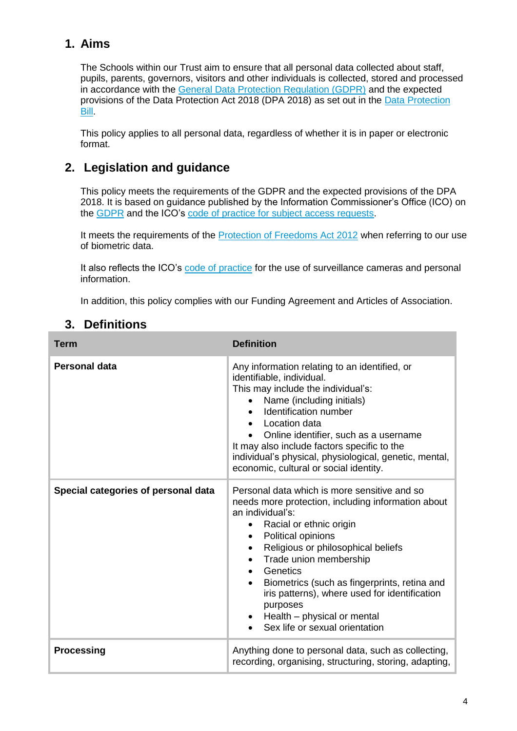## 1. Aims

The Schools within our Trust aim to ensure that all personal data collected about staff, pupils, parents, governors, visitors and other individuals is collected, stored and processed in accordance with the General Data Protection Regulation (GDPR) and the expected provisions of the Data Protection Act 2018 (DPA 2018) as set out in the Data Protection Bill.

This policy applies to all personal data, regardless of whether it is in paper or electronic format.

## 2. Legislation and guidance

This policy meets the requirements of the GDPR and the expected provisions of the DPA 2018. It is based on guidance published by the Information Commissioner's Office (ICO) on the GDPR and the ICO's code of practice for subject access requests.

It meets the requirements of the Protection of Freedoms Act 2012 when referring to our use of biometric data.

It also reflects the ICO's code of practice for the use of surveillance cameras and personal information.

In addition, this policy complies with our Funding Agreement and Articles of Association.

## 3. Definitions

| Term | Definition |
|---|---|
| **Personal data** | Any information relating to an identified, or identifiable, individual.<br>This may include the individual's:<br>• Name (including initials)<br>• Identification number<br>• Location data<br>• Online identifier, such as a username<br>It may also include factors specific to the individual's physical, physiological, genetic, mental, economic, cultural or social identity. |
| **Special categories of personal data** | Personal data which is more sensitive and so needs more protection, including information about an individual's:<br>• Racial or ethnic origin<br>• Political opinions<br>• Religious or philosophical beliefs<br>• Trade union membership<br>• Genetics<br>• Biometrics (such as fingerprints, retina and iris patterns), where used for identification purposes<br>• Health – physical or mental<br>• Sex life or sexual orientation |
| **Processing** | Anything done to personal data, such as collecting, recording, organising, structuring, storing, adapting, |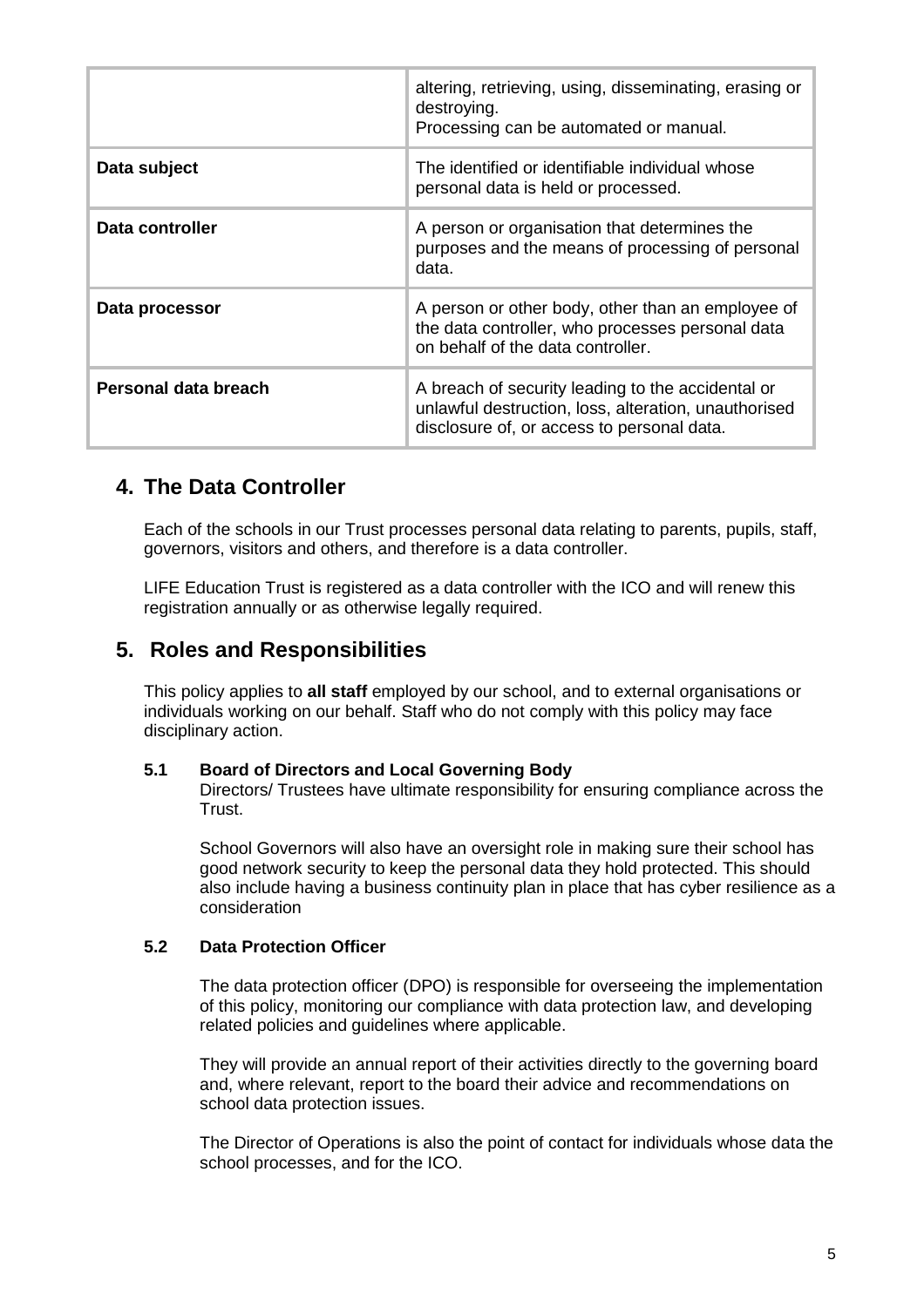| | |
|---|---|
| | altering, retrieving, using, disseminating, erasing or destroying.<br>Processing can be automated or manual. |
| **Data subject** | The identified or identifiable individual whose personal data is held or processed. |
| **Data controller** | A person or organisation that determines the purposes and the means of processing of personal data. |
| **Data processor** | A person or other body, other than an employee of the data controller, who processes personal data on behalf of the data controller. |
| **Personal data breach** | A breach of security leading to the accidental or unlawful destruction, loss, alteration, unauthorised disclosure of, or access to personal data. |

## 4. The Data Controller

Each of the schools in our Trust processes personal data relating to parents, pupils, staff, governors, visitors and others, and therefore is a data controller.

LIFE Education Trust is registered as a data controller with the ICO and will renew this registration annually or as otherwise legally required.

## 5. Roles and Responsibilities

This policy applies to **all staff** employed by our school, and to external organisations or individuals working on our behalf. Staff who do not comply with this policy may face disciplinary action.

### 5.1 Board of Directors and Local Governing Body

Directors/ Trustees have ultimate responsibility for ensuring compliance across the Trust.

School Governors will also have an oversight role in making sure their school has good network security to keep the personal data they hold protected. This should also include having a business continuity plan in place that has cyber resilience as a consideration

### 5.2 Data Protection Officer

The data protection officer (DPO) is responsible for overseeing the implementation of this policy, monitoring our compliance with data protection law, and developing related policies and guidelines where applicable.

They will provide an annual report of their activities directly to the governing board and, where relevant, report to the board their advice and recommendations on school data protection issues.

The Director of Operations is also the point of contact for individuals whose data the school processes, and for the ICO.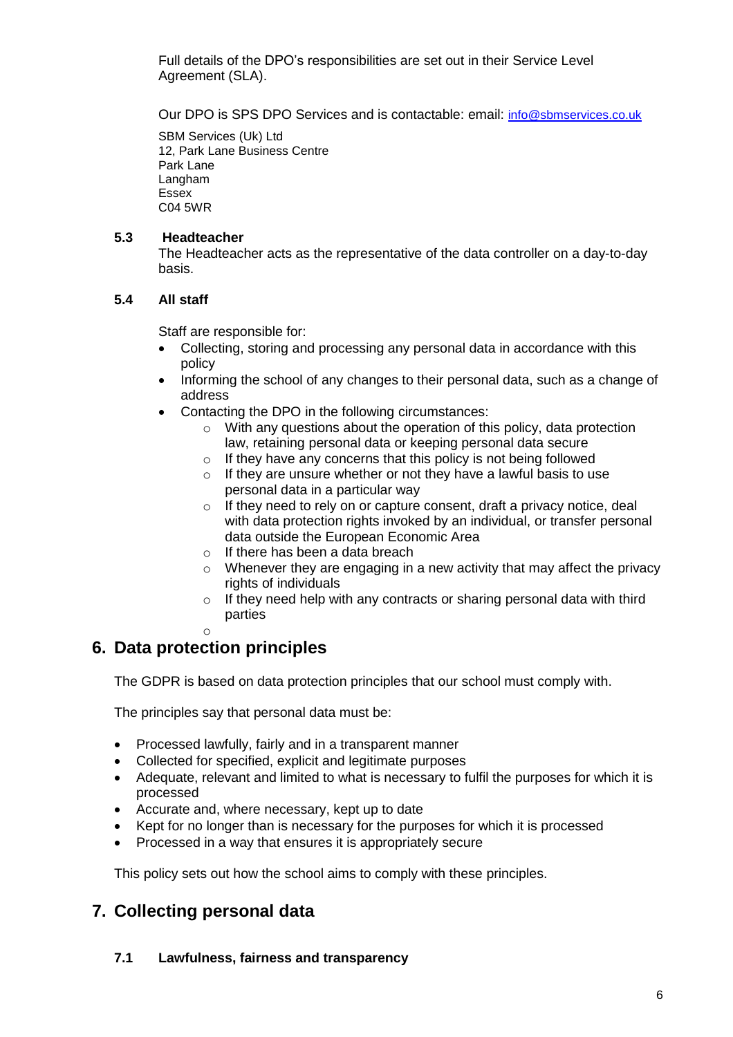Full details of the DPO's responsibilities are set out in their Service Level Agreement (SLA).

Our DPO is SPS DPO Services and is contactable: email: info@sbmservices.co.uk

SBM Services (Uk) Ltd
12, Park Lane Business Centre
Park Lane
Langham
Essex
C04 5WR

### 5.3 Headteacher

The Headteacher acts as the representative of the data controller on a day-to-day basis.

### 5.4 All staff

Staff are responsible for:

- Collecting, storing and processing any personal data in accordance with this policy
- Informing the school of any changes to their personal data, such as a change of address
- Contacting the DPO in the following circumstances:
  - With any questions about the operation of this policy, data protection law, retaining personal data or keeping personal data secure
  - If they have any concerns that this policy is not being followed
  - If they are unsure whether or not they have a lawful basis to use personal data in a particular way
  - If they need to rely on or capture consent, draft a privacy notice, deal with data protection rights invoked by an individual, or transfer personal data outside the European Economic Area
  - If there has been a data breach
  - Whenever they are engaging in a new activity that may affect the privacy rights of individuals
  - If they need help with any contracts or sharing personal data with third parties

## 6. Data protection principles

The GDPR is based on data protection principles that our school must comply with.

The principles say that personal data must be:

- Processed lawfully, fairly and in a transparent manner
- Collected for specified, explicit and legitimate purposes
- Adequate, relevant and limited to what is necessary to fulfil the purposes for which it is processed
- Accurate and, where necessary, kept up to date
- Kept for no longer than is necessary for the purposes for which it is processed
- Processed in a way that ensures it is appropriately secure

This policy sets out how the school aims to comply with these principles.

## 7. Collecting personal data

### 7.1 Lawfulness, fairness and transparency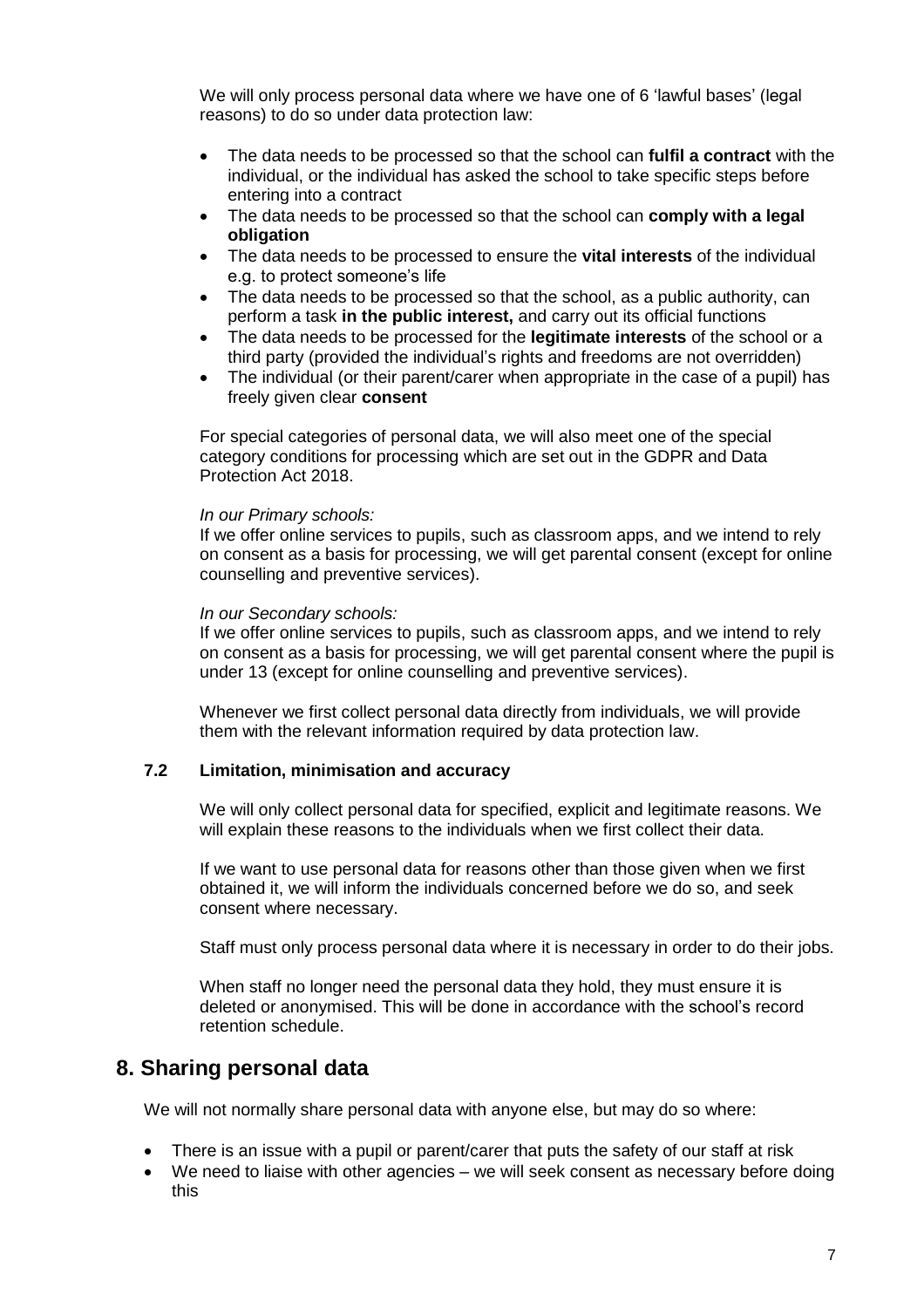We will only process personal data where we have one of 6 'lawful bases' (legal reasons) to do so under data protection law:

- The data needs to be processed so that the school can **fulfil a contract** with the individual, or the individual has asked the school to take specific steps before entering into a contract
- The data needs to be processed so that the school can **comply with a legal obligation**
- The data needs to be processed to ensure the **vital interests** of the individual e.g. to protect someone's life
- The data needs to be processed so that the school, as a public authority, can perform a task **in the public interest,** and carry out its official functions
- The data needs to be processed for the **legitimate interests** of the school or a third party (provided the individual's rights and freedoms are not overridden)
- The individual (or their parent/carer when appropriate in the case of a pupil) has freely given clear **consent**

For special categories of personal data, we will also meet one of the special category conditions for processing which are set out in the GDPR and Data Protection Act 2018.

*In our Primary schools:*
If we offer online services to pupils, such as classroom apps, and we intend to rely on consent as a basis for processing, we will get parental consent (except for online counselling and preventive services).

*In our Secondary schools:*
If we offer online services to pupils, such as classroom apps, and we intend to rely on consent as a basis for processing, we will get parental consent where the pupil is under 13 (except for online counselling and preventive services).

Whenever we first collect personal data directly from individuals, we will provide them with the relevant information required by data protection law.

### 7.2 Limitation, minimisation and accuracy

We will only collect personal data for specified, explicit and legitimate reasons. We will explain these reasons to the individuals when we first collect their data.

If we want to use personal data for reasons other than those given when we first obtained it, we will inform the individuals concerned before we do so, and seek consent where necessary.

Staff must only process personal data where it is necessary in order to do their jobs.

When staff no longer need the personal data they hold, they must ensure it is deleted or anonymised. This will be done in accordance with the school's record retention schedule.

## 8. Sharing personal data

We will not normally share personal data with anyone else, but may do so where:

- There is an issue with a pupil or parent/carer that puts the safety of our staff at risk
- We need to liaise with other agencies – we will seek consent as necessary before doing this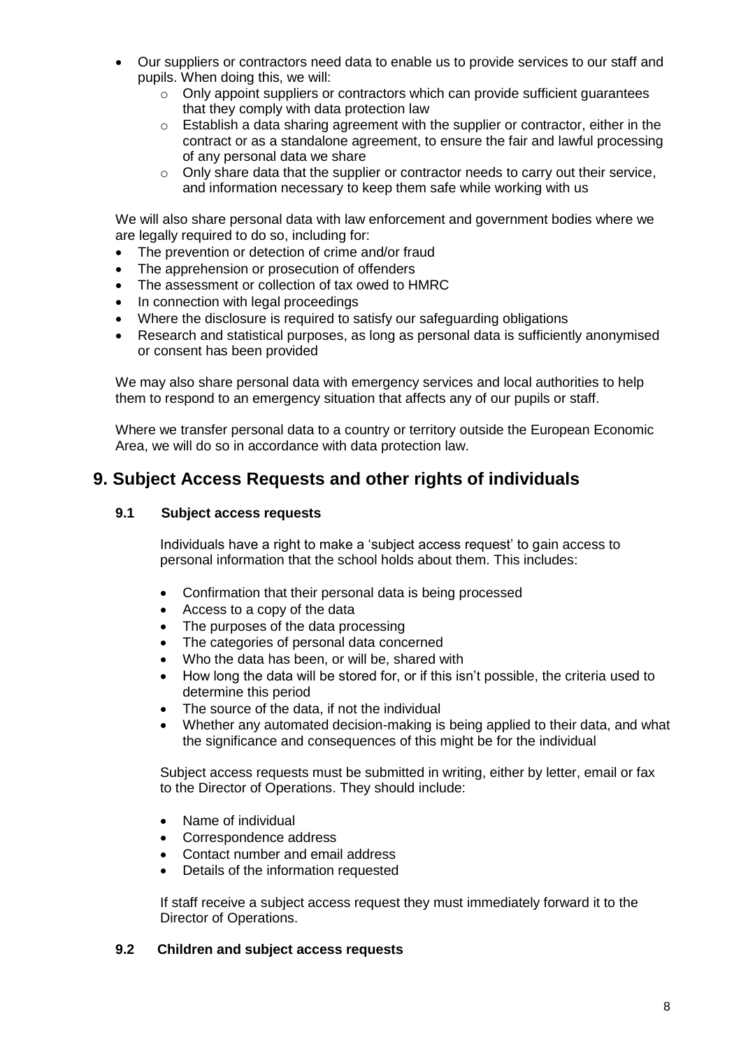- Our suppliers or contractors need data to enable us to provide services to our staff and pupils. When doing this, we will:
    - Only appoint suppliers or contractors which can provide sufficient guarantees that they comply with data protection law
    - Establish a data sharing agreement with the supplier or contractor, either in the contract or as a standalone agreement, to ensure the fair and lawful processing of any personal data we share
    - Only share data that the supplier or contractor needs to carry out their service, and information necessary to keep them safe while working with us

We will also share personal data with law enforcement and government bodies where we are legally required to do so, including for:

- The prevention or detection of crime and/or fraud
- The apprehension or prosecution of offenders
- The assessment or collection of tax owed to HMRC
- In connection with legal proceedings
- Where the disclosure is required to satisfy our safeguarding obligations
- Research and statistical purposes, as long as personal data is sufficiently anonymised or consent has been provided

We may also share personal data with emergency services and local authorities to help them to respond to an emergency situation that affects any of our pupils or staff.

Where we transfer personal data to a country or territory outside the European Economic Area, we will do so in accordance with data protection law.

## 9. Subject Access Requests and other rights of individuals

### 9.1 Subject access requests

Individuals have a right to make a 'subject access request' to gain access to personal information that the school holds about them. This includes:

- Confirmation that their personal data is being processed
- Access to a copy of the data
- The purposes of the data processing
- The categories of personal data concerned
- Who the data has been, or will be, shared with
- How long the data will be stored for, or if this isn't possible, the criteria used to determine this period
- The source of the data, if not the individual
- Whether any automated decision-making is being applied to their data, and what the significance and consequences of this might be for the individual

Subject access requests must be submitted in writing, either by letter, email or fax to the Director of Operations. They should include:

- Name of individual
- Correspondence address
- Contact number and email address
- Details of the information requested

If staff receive a subject access request they must immediately forward it to the Director of Operations.

### 9.2 Children and subject access requests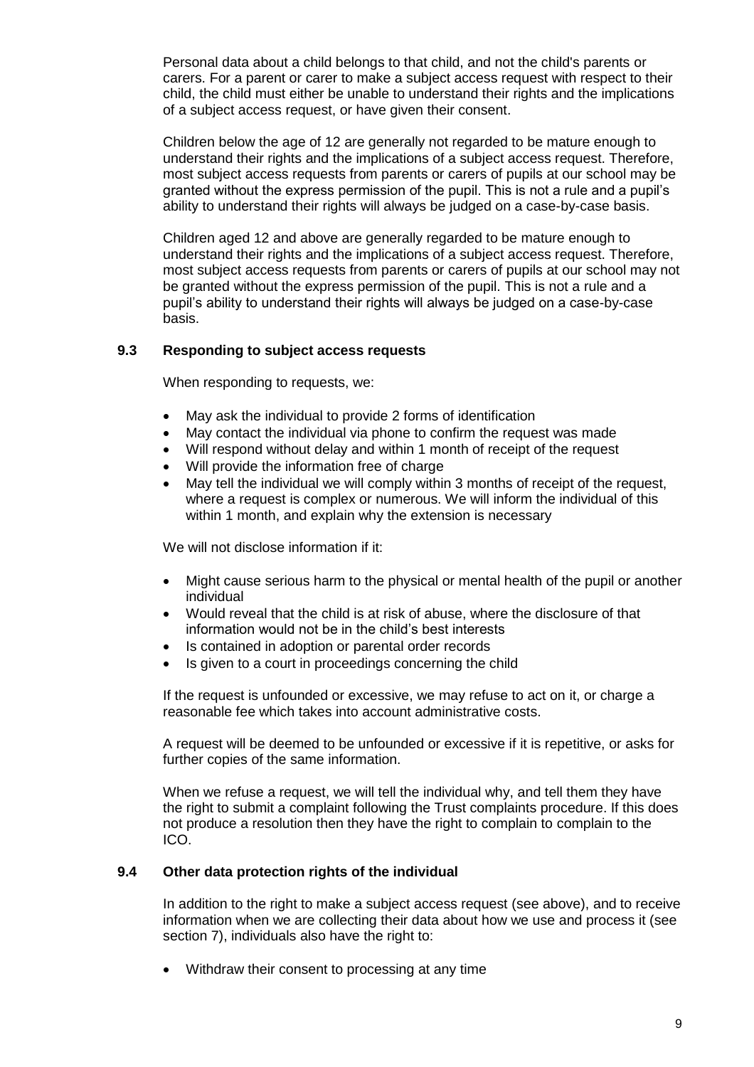Personal data about a child belongs to that child, and not the child's parents or carers. For a parent or carer to make a subject access request with respect to their child, the child must either be unable to understand their rights and the implications of a subject access request, or have given their consent.

Children below the age of 12 are generally not regarded to be mature enough to understand their rights and the implications of a subject access request. Therefore, most subject access requests from parents or carers of pupils at our school may be granted without the express permission of the pupil. This is not a rule and a pupil's ability to understand their rights will always be judged on a case-by-case basis.

Children aged 12 and above are generally regarded to be mature enough to understand their rights and the implications of a subject access request. Therefore, most subject access requests from parents or carers of pupils at our school may not be granted without the express permission of the pupil. This is not a rule and a pupil's ability to understand their rights will always be judged on a case-by-case basis.

### 9.3 Responding to subject access requests

When responding to requests, we:

- May ask the individual to provide 2 forms of identification
- May contact the individual via phone to confirm the request was made
- Will respond without delay and within 1 month of receipt of the request
- Will provide the information free of charge
- May tell the individual we will comply within 3 months of receipt of the request, where a request is complex or numerous. We will inform the individual of this within 1 month, and explain why the extension is necessary

We will not disclose information if it:

- Might cause serious harm to the physical or mental health of the pupil or another individual
- Would reveal that the child is at risk of abuse, where the disclosure of that information would not be in the child's best interests
- Is contained in adoption or parental order records
- Is given to a court in proceedings concerning the child

If the request is unfounded or excessive, we may refuse to act on it, or charge a reasonable fee which takes into account administrative costs.

A request will be deemed to be unfounded or excessive if it is repetitive, or asks for further copies of the same information.

When we refuse a request, we will tell the individual why, and tell them they have the right to submit a complaint following the Trust complaints procedure. If this does not produce a resolution then they have the right to complain to complain to the ICO.

### 9.4 Other data protection rights of the individual

In addition to the right to make a subject access request (see above), and to receive information when we are collecting their data about how we use and process it (see section 7), individuals also have the right to:

- Withdraw their consent to processing at any time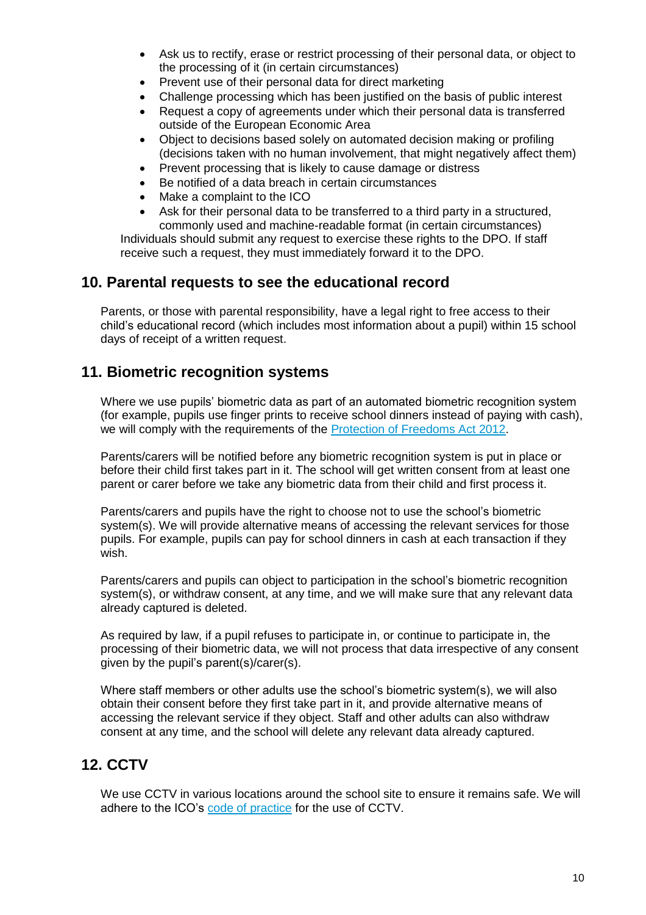- Ask us to rectify, erase or restrict processing of their personal data, or object to the processing of it (in certain circumstances)
- Prevent use of their personal data for direct marketing
- Challenge processing which has been justified on the basis of public interest
- Request a copy of agreements under which their personal data is transferred outside of the European Economic Area
- Object to decisions based solely on automated decision making or profiling (decisions taken with no human involvement, that might negatively affect them)
- Prevent processing that is likely to cause damage or distress
- Be notified of a data breach in certain circumstances
- Make a complaint to the ICO
- Ask for their personal data to be transferred to a third party in a structured, commonly used and machine-readable format (in certain circumstances)

Individuals should submit any request to exercise these rights to the DPO. If staff receive such a request, they must immediately forward it to the DPO.

## 10. Parental requests to see the educational record

Parents, or those with parental responsibility, have a legal right to free access to their child's educational record (which includes most information about a pupil) within 15 school days of receipt of a written request.

## 11. Biometric recognition systems

Where we use pupils' biometric data as part of an automated biometric recognition system (for example, pupils use finger prints to receive school dinners instead of paying with cash), we will comply with the requirements of the Protection of Freedoms Act 2012.

Parents/carers will be notified before any biometric recognition system is put in place or before their child first takes part in it. The school will get written consent from at least one parent or carer before we take any biometric data from their child and first process it.

Parents/carers and pupils have the right to choose not to use the school's biometric system(s). We will provide alternative means of accessing the relevant services for those pupils. For example, pupils can pay for school dinners in cash at each transaction if they wish.

Parents/carers and pupils can object to participation in the school's biometric recognition system(s), or withdraw consent, at any time, and we will make sure that any relevant data already captured is deleted.

As required by law, if a pupil refuses to participate in, or continue to participate in, the processing of their biometric data, we will not process that data irrespective of any consent given by the pupil's parent(s)/carer(s).

Where staff members or other adults use the school's biometric system(s), we will also obtain their consent before they first take part in it, and provide alternative means of accessing the relevant service if they object. Staff and other adults can also withdraw consent at any time, and the school will delete any relevant data already captured.

## 12. CCTV

We use CCTV in various locations around the school site to ensure it remains safe. We will adhere to the ICO's code of practice for the use of CCTV.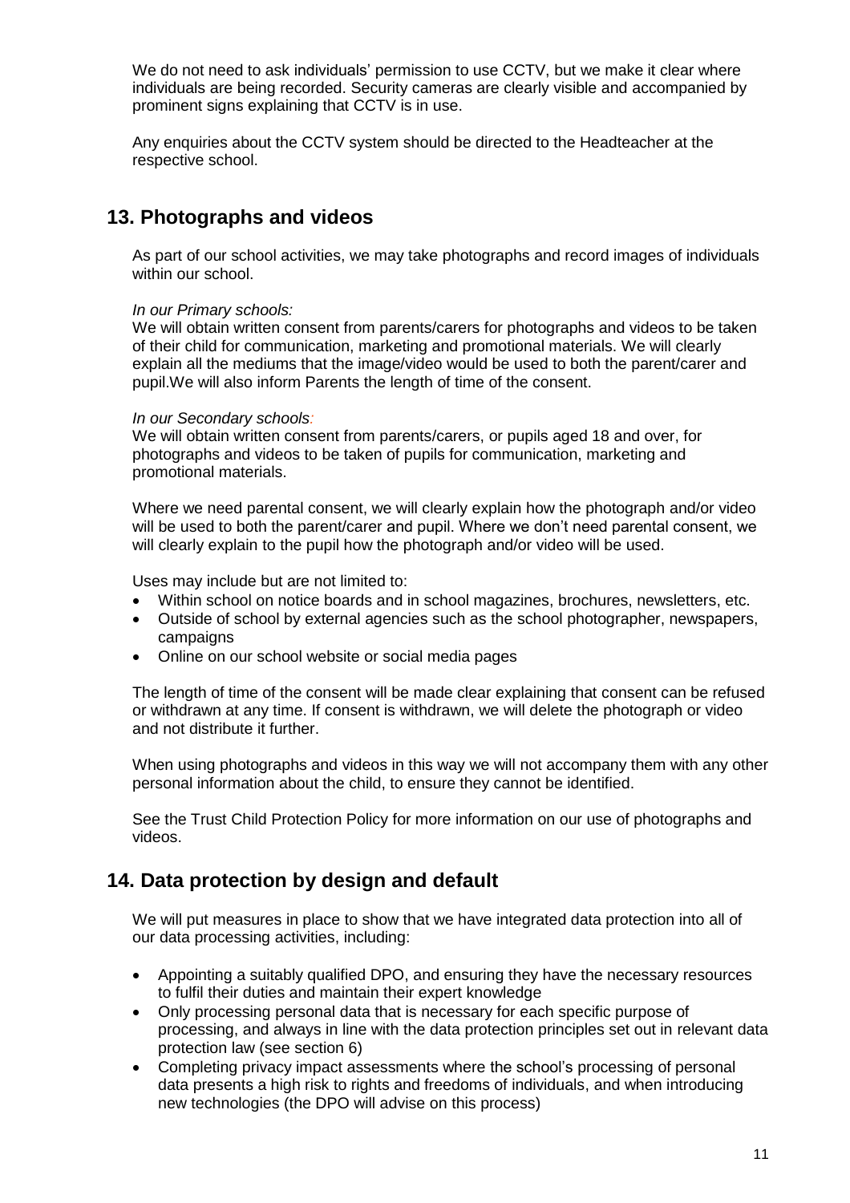We do not need to ask individuals' permission to use CCTV, but we make it clear where individuals are being recorded. Security cameras are clearly visible and accompanied by prominent signs explaining that CCTV is in use.

Any enquiries about the CCTV system should be directed to the Headteacher at the respective school.

## 13. Photographs and videos

As part of our school activities, we may take photographs and record images of individuals within our school.

*In our Primary schools:*
We will obtain written consent from parents/carers for photographs and videos to be taken of their child for communication, marketing and promotional materials. We will clearly explain all the mediums that the image/video would be used to both the parent/carer and pupil.We will also inform Parents the length of time of the consent.

*In our Secondary schools:*
We will obtain written consent from parents/carers, or pupils aged 18 and over, for photographs and videos to be taken of pupils for communication, marketing and promotional materials.

Where we need parental consent, we will clearly explain how the photograph and/or video will be used to both the parent/carer and pupil. Where we don't need parental consent, we will clearly explain to the pupil how the photograph and/or video will be used.

Uses may include but are not limited to:

- Within school on notice boards and in school magazines, brochures, newsletters, etc.
- Outside of school by external agencies such as the school photographer, newspapers, campaigns
- Online on our school website or social media pages

The length of time of the consent will be made clear explaining that consent can be refused or withdrawn at any time. If consent is withdrawn, we will delete the photograph or video and not distribute it further.

When using photographs and videos in this way we will not accompany them with any other personal information about the child, to ensure they cannot be identified.

See the Trust Child Protection Policy for more information on our use of photographs and videos.

## 14. Data protection by design and default

We will put measures in place to show that we have integrated data protection into all of our data processing activities, including:

- Appointing a suitably qualified DPO, and ensuring they have the necessary resources to fulfil their duties and maintain their expert knowledge
- Only processing personal data that is necessary for each specific purpose of processing, and always in line with the data protection principles set out in relevant data protection law (see section 6)
- Completing privacy impact assessments where the school's processing of personal data presents a high risk to rights and freedoms of individuals, and when introducing new technologies (the DPO will advise on this process)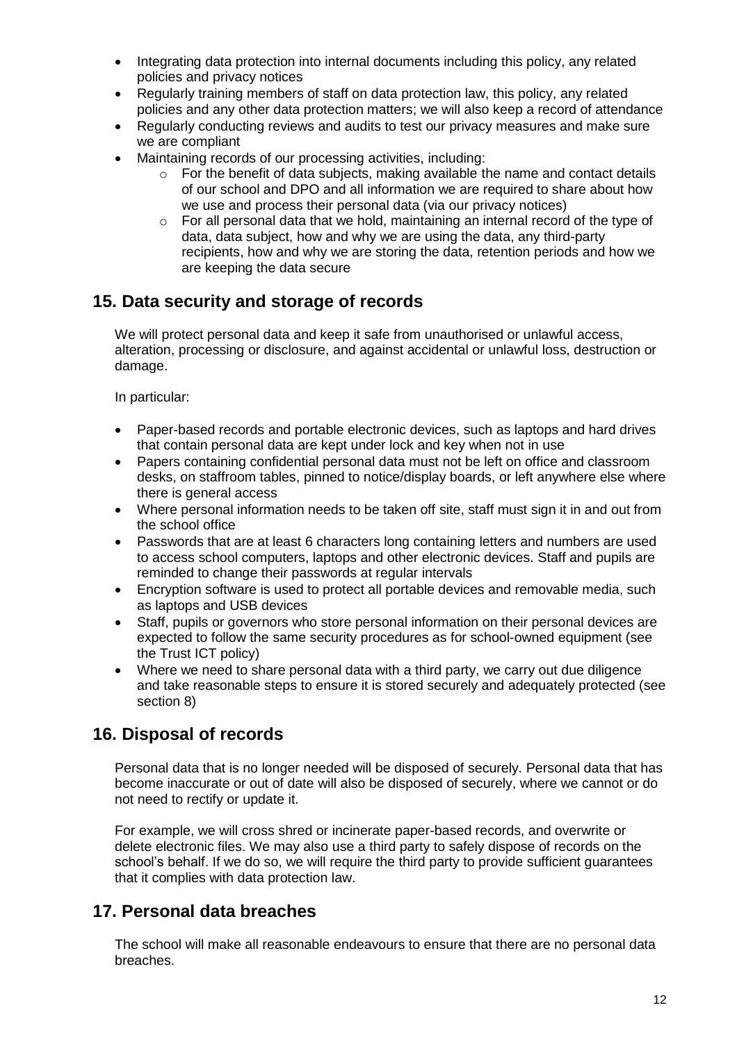- Integrating data protection into internal documents including this policy, any related policies and privacy notices
- Regularly training members of staff on data protection law, this policy, any related policies and any other data protection matters; we will also keep a record of attendance
- Regularly conducting reviews and audits to test our privacy measures and make sure we are compliant
- Maintaining records of our processing activities, including:
  - For the benefit of data subjects, making available the name and contact details of our school and DPO and all information we are required to share about how we use and process their personal data (via our privacy notices)
  - For all personal data that we hold, maintaining an internal record of the type of data, data subject, how and why we are using the data, any third-party recipients, how and why we are storing the data, retention periods and how we are keeping the data secure

## 15. Data security and storage of records

We will protect personal data and keep it safe from unauthorised or unlawful access, alteration, processing or disclosure, and against accidental or unlawful loss, destruction or damage.

In particular:

- Paper-based records and portable electronic devices, such as laptops and hard drives that contain personal data are kept under lock and key when not in use
- Papers containing confidential personal data must not be left on office and classroom desks, on staffroom tables, pinned to notice/display boards, or left anywhere else where there is general access
- Where personal information needs to be taken off site, staff must sign it in and out from the school office
- Passwords that are at least 6 characters long containing letters and numbers are used to access school computers, laptops and other electronic devices. Staff and pupils are reminded to change their passwords at regular intervals
- Encryption software is used to protect all portable devices and removable media, such as laptops and USB devices
- Staff, pupils or governors who store personal information on their personal devices are expected to follow the same security procedures as for school-owned equipment (see the Trust ICT policy)
- Where we need to share personal data with a third party, we carry out due diligence and take reasonable steps to ensure it is stored securely and adequately protected (see section 8)

## 16. Disposal of records

Personal data that is no longer needed will be disposed of securely. Personal data that has become inaccurate or out of date will also be disposed of securely, where we cannot or do not need to rectify or update it.

For example, we will cross shred or incinerate paper-based records, and overwrite or delete electronic files. We may also use a third party to safely dispose of records on the school's behalf. If we do so, we will require the third party to provide sufficient guarantees that it complies with data protection law.

## 17. Personal data breaches

The school will make all reasonable endeavours to ensure that there are no personal data breaches.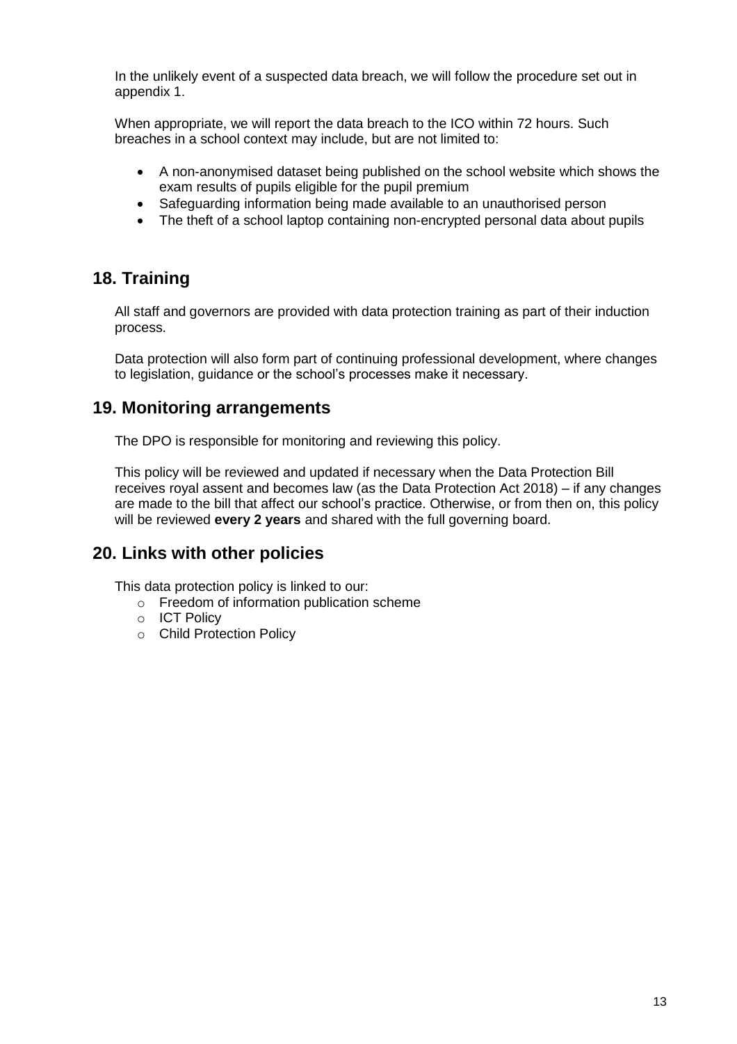In the unlikely event of a suspected data breach, we will follow the procedure set out in appendix 1.

When appropriate, we will report the data breach to the ICO within 72 hours. Such breaches in a school context may include, but are not limited to:

- A non-anonymised dataset being published on the school website which shows the exam results of pupils eligible for the pupil premium
- Safeguarding information being made available to an unauthorised person
- The theft of a school laptop containing non-encrypted personal data about pupils

## 18. Training

All staff and governors are provided with data protection training as part of their induction process.

Data protection will also form part of continuing professional development, where changes to legislation, guidance or the school's processes make it necessary.

## 19. Monitoring arrangements

The DPO is responsible for monitoring and reviewing this policy.

This policy will be reviewed and updated if necessary when the Data Protection Bill receives royal assent and becomes law (as the Data Protection Act 2018) – if any changes are made to the bill that affect our school's practice. Otherwise, or from then on, this policy will be reviewed **every 2 years** and shared with the full governing board.

## 20. Links with other policies

This data protection policy is linked to our:

- Freedom of information publication scheme
- ICT Policy
- Child Protection Policy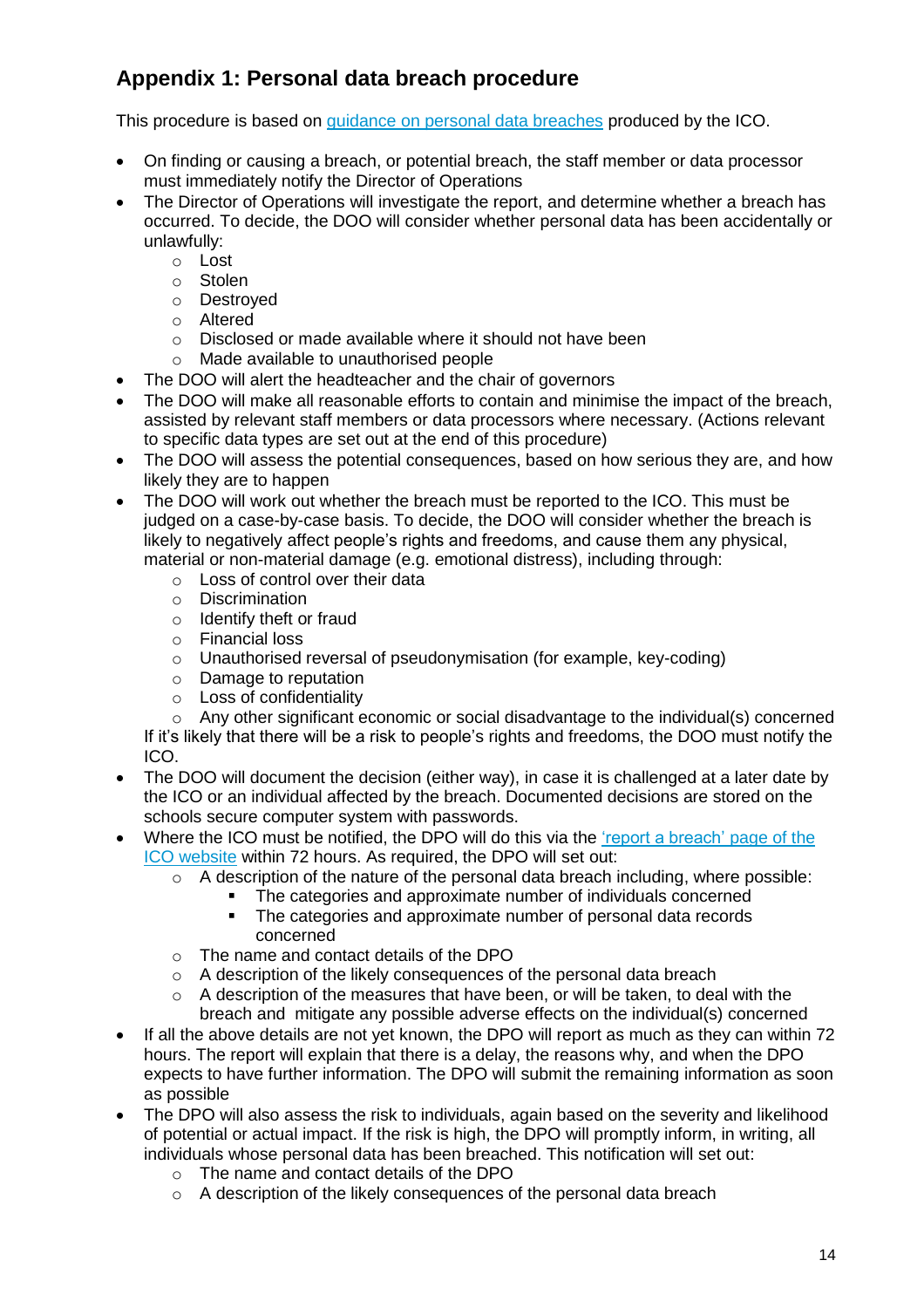## Appendix 1: Personal data breach procedure

This procedure is based on [guidance on personal data breaches](#) produced by the ICO.

- On finding or causing a breach, or potential breach, the staff member or data processor must immediately notify the Director of Operations
- The Director of Operations will investigate the report, and determine whether a breach has occurred. To decide, the DOO will consider whether personal data has been accidentally or unlawfully:
  - Lost
  - Stolen
  - Destroyed
  - Altered
  - Disclosed or made available where it should not have been
  - Made available to unauthorised people
- The DOO will alert the headteacher and the chair of governors
- The DOO will make all reasonable efforts to contain and minimise the impact of the breach, assisted by relevant staff members or data processors where necessary. (Actions relevant to specific data types are set out at the end of this procedure)
- The DOO will assess the potential consequences, based on how serious they are, and how likely they are to happen
- The DOO will work out whether the breach must be reported to the ICO. This must be judged on a case-by-case basis. To decide, the DOO will consider whether the breach is likely to negatively affect people's rights and freedoms, and cause them any physical, material or non-material damage (e.g. emotional distress), including through:
  - Loss of control over their data
  - Discrimination
  - Identify theft or fraud
  - Financial loss
  - Unauthorised reversal of pseudonymisation (for example, key-coding)
  - Damage to reputation
  - Loss of confidentiality
  - Any other significant economic or social disadvantage to the individual(s) concerned

  If it's likely that there will be a risk to people's rights and freedoms, the DOO must notify the ICO.
- The DOO will document the decision (either way), in case it is challenged at a later date by the ICO or an individual affected by the breach. Documented decisions are stored on the schools secure computer system with passwords.
- Where the ICO must be notified, the DPO will do this via the ['report a breach' page of the ICO website](#) within 72 hours. As required, the DPO will set out:
  - A description of the nature of the personal data breach including, where possible:
    - The categories and approximate number of individuals concerned
    - The categories and approximate number of personal data records concerned
  - The name and contact details of the DPO
  - A description of the likely consequences of the personal data breach
  - A description of the measures that have been, or will be taken, to deal with the breach and mitigate any possible adverse effects on the individual(s) concerned
- If all the above details are not yet known, the DPO will report as much as they can within 72 hours. The report will explain that there is a delay, the reasons why, and when the DPO expects to have further information. The DPO will submit the remaining information as soon as possible
- The DPO will also assess the risk to individuals, again based on the severity and likelihood of potential or actual impact. If the risk is high, the DPO will promptly inform, in writing, all individuals whose personal data has been breached. This notification will set out:
  - The name and contact details of the DPO
  - A description of the likely consequences of the personal data breach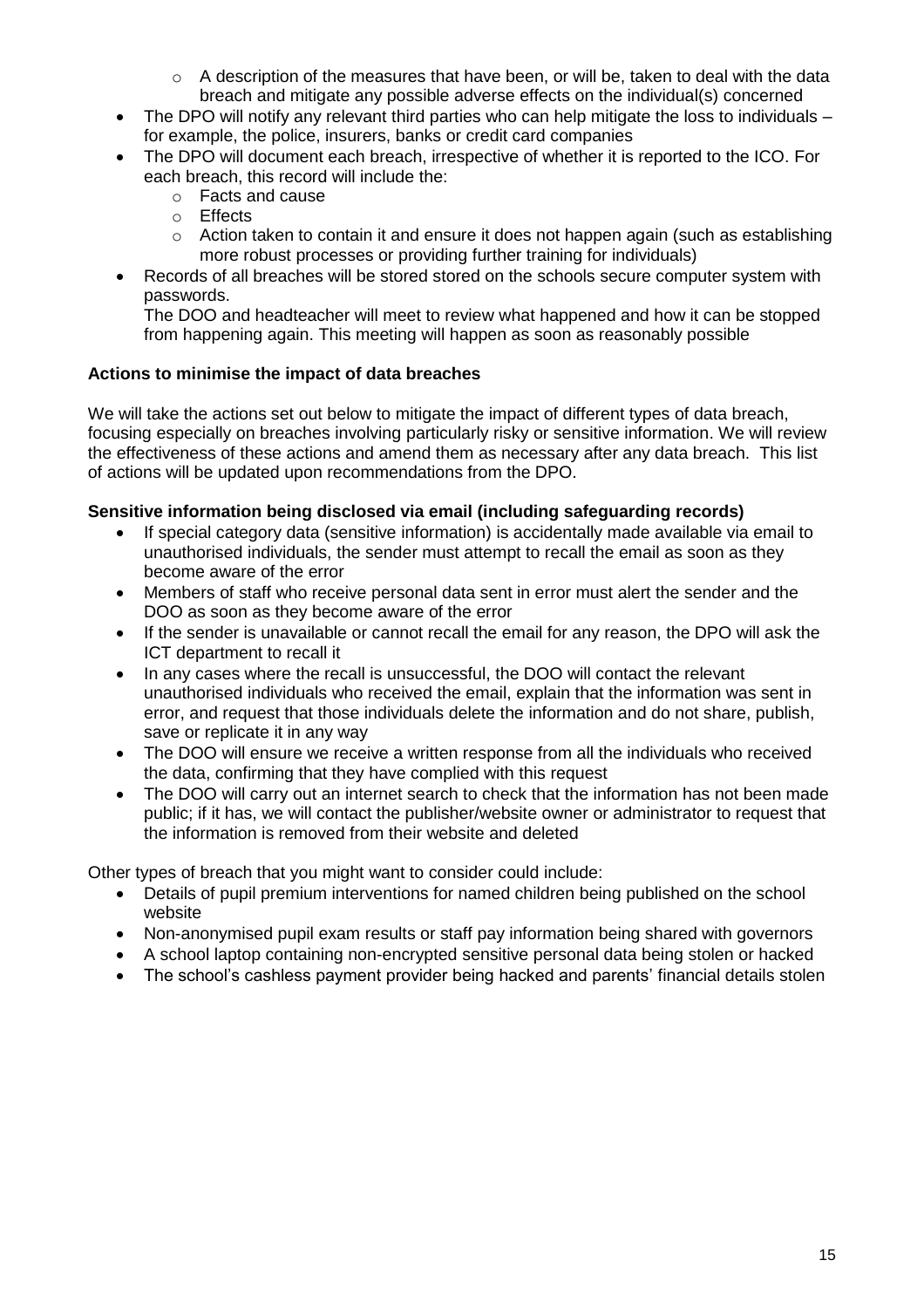- A description of the measures that have been, or will be, taken to deal with the data breach and mitigate any possible adverse effects on the individual(s) concerned
- The DPO will notify any relevant third parties who can help mitigate the loss to individuals – for example, the police, insurers, banks or credit card companies
- The DPO will document each breach, irrespective of whether it is reported to the ICO. For each breach, this record will include the:
    - Facts and cause
    - Effects
    - Action taken to contain it and ensure it does not happen again (such as establishing more robust processes or providing further training for individuals)
- Records of all breaches will be stored stored on the schools secure computer system with passwords.

  The DOO and headteacher will meet to review what happened and how it can be stopped from happening again. This meeting will happen as soon as reasonably possible

**Actions to minimise the impact of data breaches**

We will take the actions set out below to mitigate the impact of different types of data breach, focusing especially on breaches involving particularly risky or sensitive information. We will review the effectiveness of these actions and amend them as necessary after any data breach. This list of actions will be updated upon recommendations from the DPO.

**Sensitive information being disclosed via email (including safeguarding records)**

- If special category data (sensitive information) is accidentally made available via email to unauthorised individuals, the sender must attempt to recall the email as soon as they become aware of the error
- Members of staff who receive personal data sent in error must alert the sender and the DOO as soon as they become aware of the error
- If the sender is unavailable or cannot recall the email for any reason, the DPO will ask the ICT department to recall it
- In any cases where the recall is unsuccessful, the DOO will contact the relevant unauthorised individuals who received the email, explain that the information was sent in error, and request that those individuals delete the information and do not share, publish, save or replicate it in any way
- The DOO will ensure we receive a written response from all the individuals who received the data, confirming that they have complied with this request
- The DOO will carry out an internet search to check that the information has not been made public; if it has, we will contact the publisher/website owner or administrator to request that the information is removed from their website and deleted

Other types of breach that you might want to consider could include:

- Details of pupil premium interventions for named children being published on the school website
- Non-anonymised pupil exam results or staff pay information being shared with governors
- A school laptop containing non-encrypted sensitive personal data being stolen or hacked
- The school's cashless payment provider being hacked and parents' financial details stolen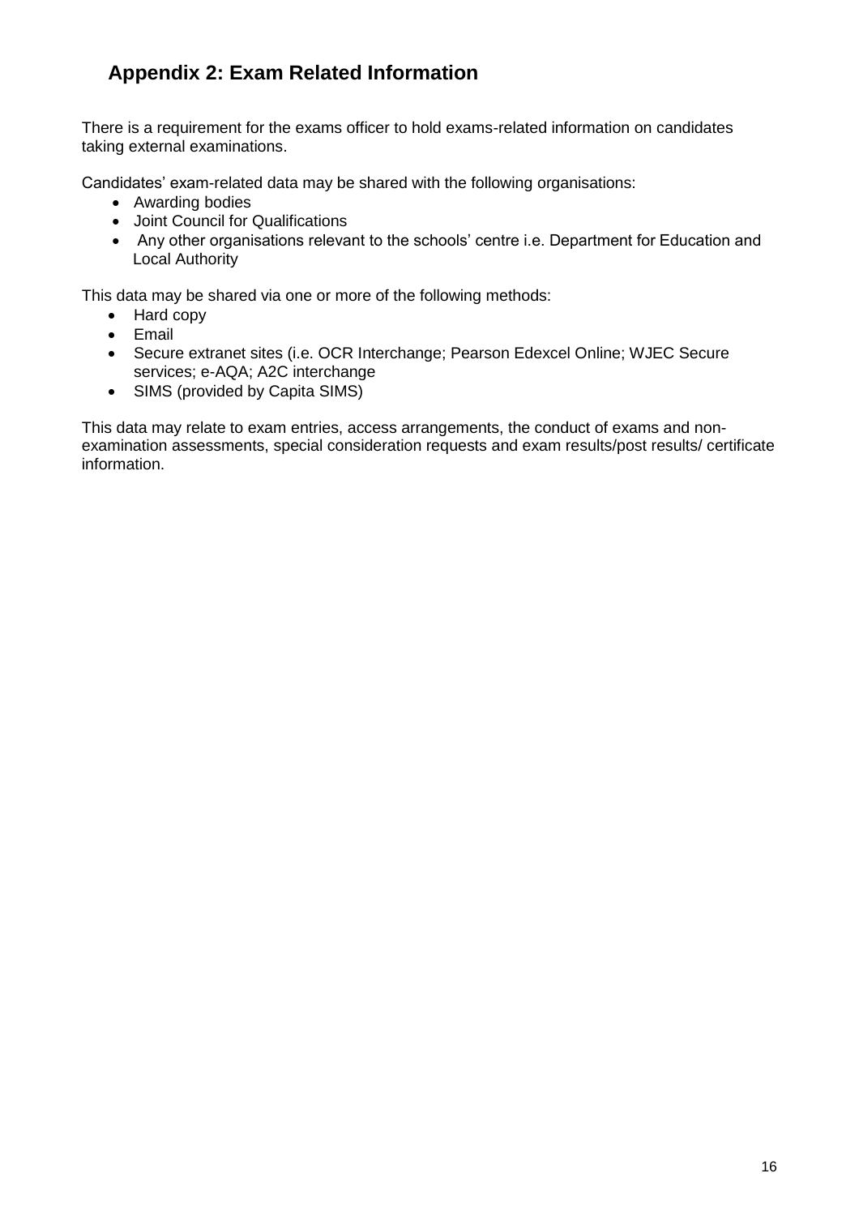## Appendix 2: Exam Related Information

There is a requirement for the exams officer to hold exams-related information on candidates taking external examinations.

Candidates' exam-related data may be shared with the following organisations:

- Awarding bodies
- Joint Council for Qualifications
- Any other organisations relevant to the schools' centre i.e. Department for Education and Local Authority

This data may be shared via one or more of the following methods:

- Hard copy
- Email
- Secure extranet sites (i.e. OCR Interchange; Pearson Edexcel Online; WJEC Secure services; e-AQA; A2C interchange
- SIMS (provided by Capita SIMS)

This data may relate to exam entries, access arrangements, the conduct of exams and non-examination assessments, special consideration requests and exam results/post results/ certificate information.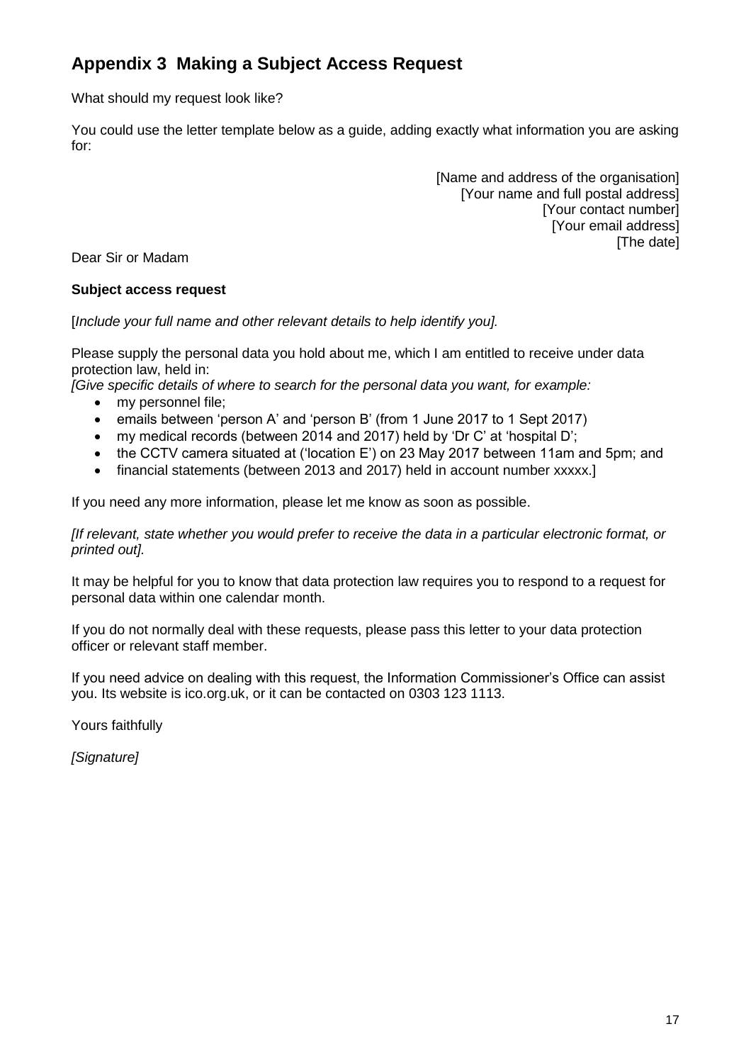## Appendix 3 Making a Subject Access Request

What should my request look like?

You could use the letter template below as a guide, adding exactly what information you are asking for:

[Name and address of the organisation]
[Your name and full postal address]
[Your contact number]
[Your email address]
[The date]

Dear Sir or Madam

**Subject access request**

[*Include your full name and other relevant details to help identify you].*

Please supply the personal data you hold about me, which I am entitled to receive under data protection law, held in:

*[Give specific details of where to search for the personal data you want, for example:*

- my personnel file;
- emails between 'person A' and 'person B' (from 1 June 2017 to 1 Sept 2017)
- my medical records (between 2014 and 2017) held by 'Dr C' at 'hospital D';
- the CCTV camera situated at ('location E') on 23 May 2017 between 11am and 5pm; and
- financial statements (between 2013 and 2017) held in account number xxxxx.]

If you need any more information, please let me know as soon as possible.

*[If relevant, state whether you would prefer to receive the data in a particular electronic format, or printed out].*

It may be helpful for you to know that data protection law requires you to respond to a request for personal data within one calendar month.

If you do not normally deal with these requests, please pass this letter to your data protection officer or relevant staff member.

If you need advice on dealing with this request, the Information Commissioner's Office can assist you. Its website is ico.org.uk, or it can be contacted on 0303 123 1113.

Yours faithfully

*[Signature]*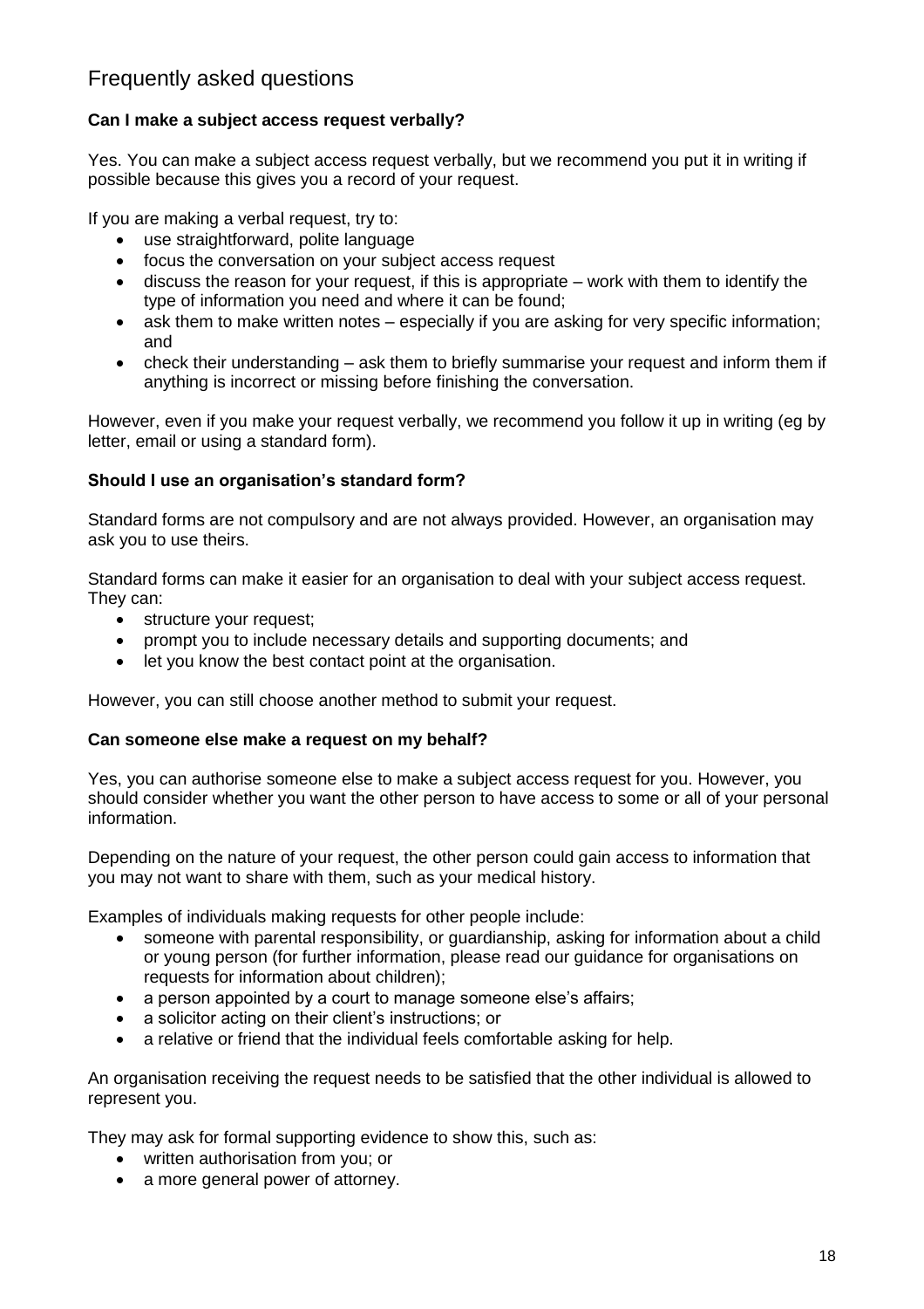## Frequently asked questions

**Can I make a subject access request verbally?**

Yes. You can make a subject access request verbally, but we recommend you put it in writing if possible because this gives you a record of your request.

If you are making a verbal request, try to:

- use straightforward, polite language
- focus the conversation on your subject access request
- discuss the reason for your request, if this is appropriate – work with them to identify the type of information you need and where it can be found;
- ask them to make written notes – especially if you are asking for very specific information; and
- check their understanding – ask them to briefly summarise your request and inform them if anything is incorrect or missing before finishing the conversation.

However, even if you make your request verbally, we recommend you follow it up in writing (eg by letter, email or using a standard form).

**Should I use an organisation's standard form?**

Standard forms are not compulsory and are not always provided. However, an organisation may ask you to use theirs.

Standard forms can make it easier for an organisation to deal with your subject access request. They can:

- structure your request;
- prompt you to include necessary details and supporting documents; and
- let you know the best contact point at the organisation.

However, you can still choose another method to submit your request.

**Can someone else make a request on my behalf?**

Yes, you can authorise someone else to make a subject access request for you. However, you should consider whether you want the other person to have access to some or all of your personal information.

Depending on the nature of your request, the other person could gain access to information that you may not want to share with them, such as your medical history.

Examples of individuals making requests for other people include:

- someone with parental responsibility, or guardianship, asking for information about a child or young person (for further information, please read our guidance for organisations on requests for information about children);
- a person appointed by a court to manage someone else's affairs;
- a solicitor acting on their client's instructions; or
- a relative or friend that the individual feels comfortable asking for help.

An organisation receiving the request needs to be satisfied that the other individual is allowed to represent you.

They may ask for formal supporting evidence to show this, such as:

- written authorisation from you; or
- a more general power of attorney.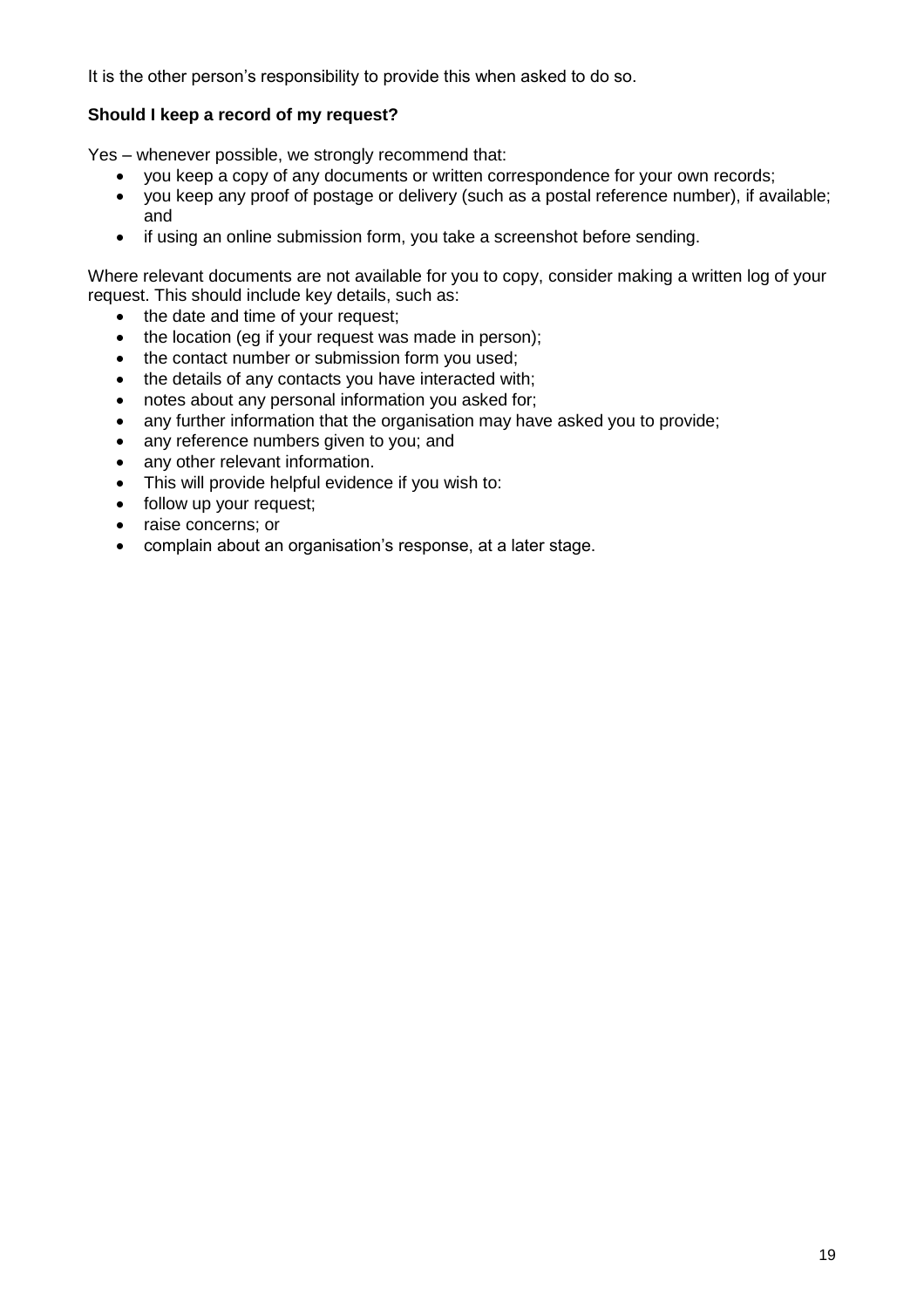It is the other person's responsibility to provide this when asked to do so.

**Should I keep a record of my request?**

Yes – whenever possible, we strongly recommend that:

- you keep a copy of any documents or written correspondence for your own records;
- you keep any proof of postage or delivery (such as a postal reference number), if available; and
- if using an online submission form, you take a screenshot before sending.

Where relevant documents are not available for you to copy, consider making a written log of your request. This should include key details, such as:

- the date and time of your request;
- the location (eg if your request was made in person);
- the contact number or submission form you used;
- the details of any contacts you have interacted with;
- notes about any personal information you asked for;
- any further information that the organisation may have asked you to provide;
- any reference numbers given to you; and
- any other relevant information.
- This will provide helpful evidence if you wish to:
- follow up your request;
- raise concerns; or
- complain about an organisation's response, at a later stage.